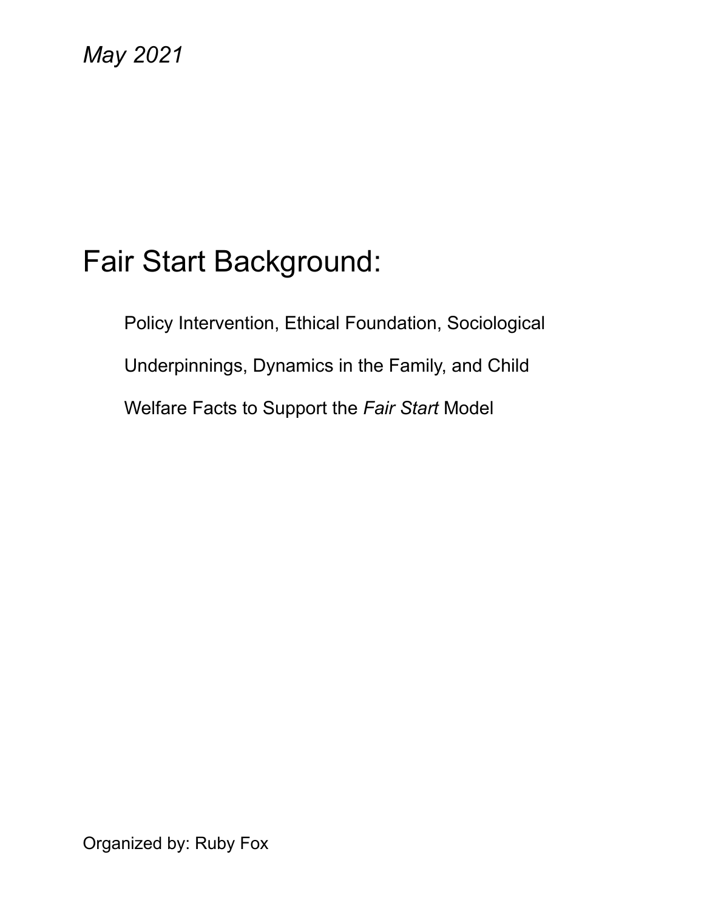*May 2021*

# Fair Start Background:

Policy Intervention, Ethical Foundation, Sociological Underpinnings, Dynamics in the Family, and Child Welfare Facts to Support the *Fair Start* Model

Organized by: Ruby Fox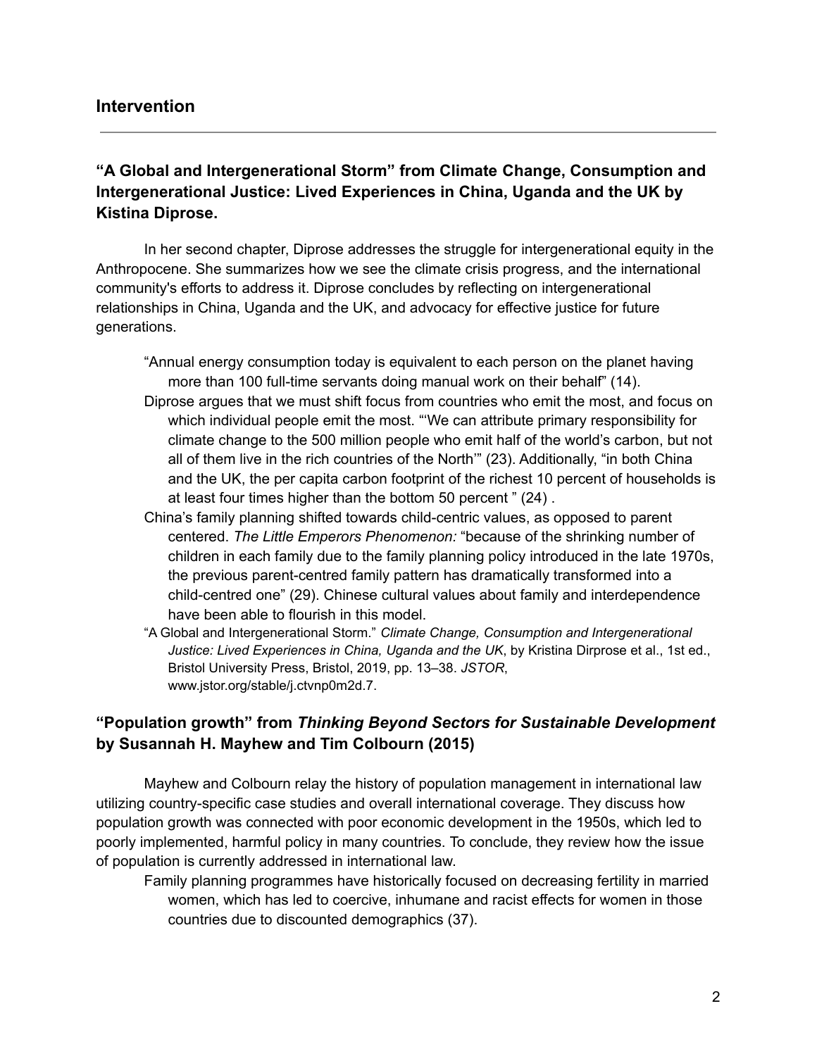## Intervention

---

### "A Global and Intergenerational Storm" from Climate Change, Consumption and Intergenerational Justice: Lived Experiences in China, Uganda and the UK by Kistina Diprose.

In her second chapter, Diprose addresses the struggle for intergenerational equity in the Anthropocene. She summarizes how we see the climate crisis progress, and the international community's efforts to address it. Diprose concludes by reflecting on intergenerational relationships in China, Uganda and the UK, and advocacy for effective justice for future generations.

"Annual energy consumption today is equivalent to each person on the planet having more than 100 full-time servants doing manual work on their behalf" (14).

Diprose argues that we must shift focus from countries who emit the most, and focus on which individual people emit the most. "'We can attribute primary responsibility for climate change to the 500 million people who emit half of the world's carbon, but not all of them live in the rich countries of the North'" (23). Additionally, "in both China and the UK, the per capita carbon footprint of the richest 10 percent of households is at least four times higher than the bottom 50 percent " (24) .

China's family planning shifted towards child-centric values, as opposed to parent centered. *The Little Emperors Phenomenon:* "because of the shrinking number of children in each family due to the family planning policy introduced in the late 1970s, the previous parent-centred family pattern has dramatically transformed into a child-centred one" (29). Chinese cultural values about family and interdependence have been able to flourish in this model.

"A Global and Intergenerational Storm." *Climate Change, Consumption and Intergenerational Justice: Lived Experiences in China, Uganda and the UK*, by Kristina Dirprose et al., 1st ed., Bristol University Press, Bristol, 2019, pp. 13–38. *JSTOR*, www.jstor.org/stable/j.ctvnp0m2d.7.

### "Population growth" from *Thinking Beyond Sectors for Sustainable Development* by Susannah H. Mayhew and Tim Colbourn (2015)

Mayhew and Colbourn relay the history of population management in international law utilizing country-specific case studies and overall international coverage. They discuss how population growth was connected with poor economic development in the 1950s, which led to poorly implemented, harmful policy in many countries. To conclude, they review how the issue of population is currently addressed in international law.

Family planning programmes have historically focused on decreasing fertility in married women, which has led to coercive, inhumane and racist effects for women in those countries due to discounted demographics (37).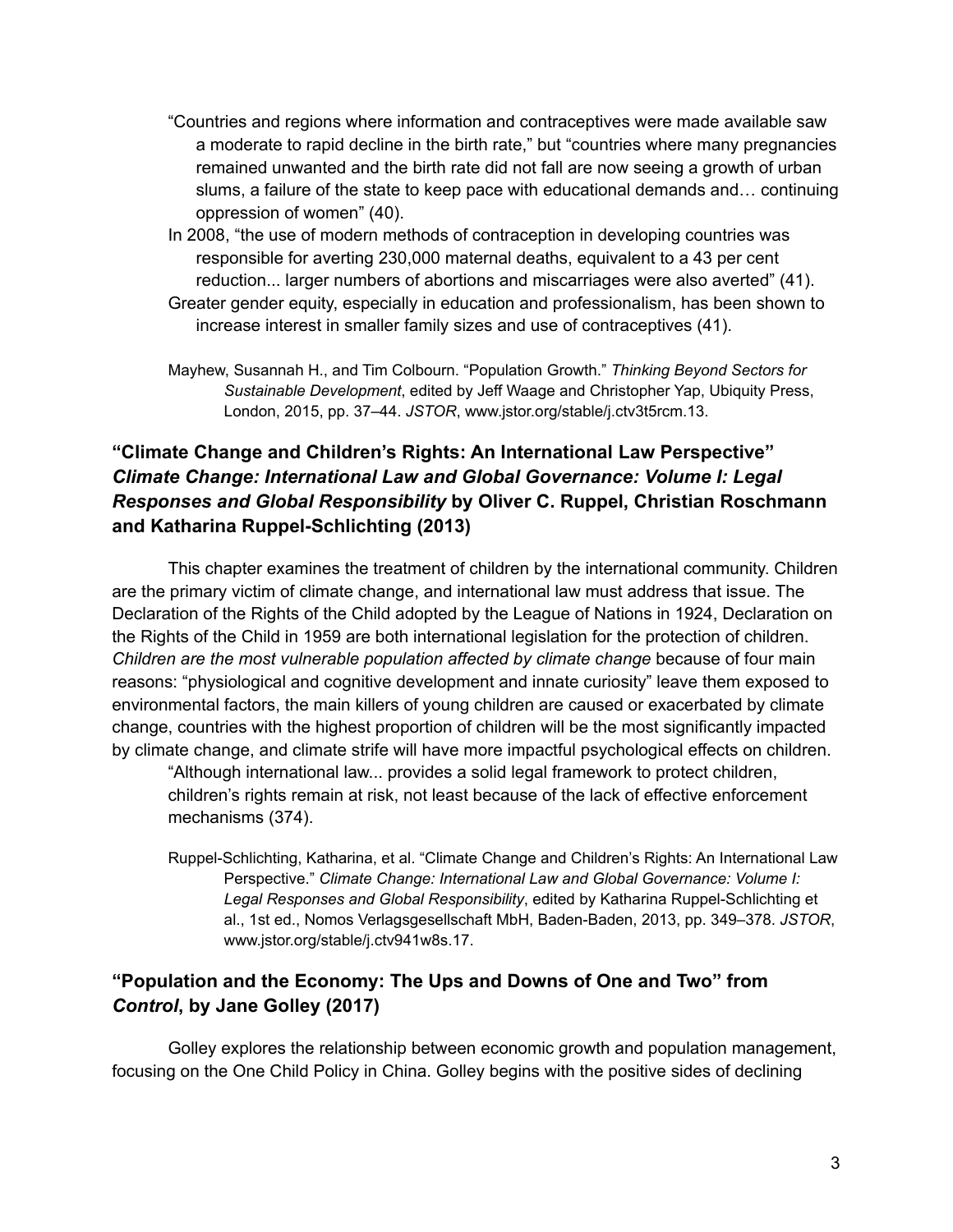“Countries and regions where information and contraceptives were made available saw a moderate to rapid decline in the birth rate,” but “countries where many pregnancies remained unwanted and the birth rate did not fall are now seeing a growth of urban slums, a failure of the state to keep pace with educational demands and… continuing oppression of women” (40).

In 2008, “the use of modern methods of contraception in developing countries was responsible for averting 230,000 maternal deaths, equivalent to a 43 per cent reduction... larger numbers of abortions and miscarriages were also averted” (41).

Greater gender equity, especially in education and professionalism, has been shown to increase interest in smaller family sizes and use of contraceptives (41).

Mayhew, Susannah H., and Tim Colbourn. “Population Growth.” *Thinking Beyond Sectors for Sustainable Development*, edited by Jeff Waage and Christopher Yap, Ubiquity Press, London, 2015, pp. 37–44. *JSTOR*, www.jstor.org/stable/j.ctv3t5rcm.13.

## “Climate Change and Children’s Rights: An International Law Perspective” *Climate Change: International Law and Global Governance: Volume I: Legal Responses and Global Responsibility* by Oliver C. Ruppel, Christian Roschmann and Katharina Ruppel-Schlichting (2013)

This chapter examines the treatment of children by the international community. Children are the primary victim of climate change, and international law must address that issue. The Declaration of the Rights of the Child adopted by the League of Nations in 1924, Declaration on the Rights of the Child in 1959 are both international legislation for the protection of children. *Children are the most vulnerable population affected by climate change* because of four main reasons: “physiological and cognitive development and innate curiosity” leave them exposed to environmental factors, the main killers of young children are caused or exacerbated by climate change, countries with the highest proportion of children will be the most significantly impacted by climate change, and climate strife will have more impactful psychological effects on children.

“Although international law... provides a solid legal framework to protect children, children’s rights remain at risk, not least because of the lack of effective enforcement mechanisms (374).

Ruppel-Schlichting, Katharina, et al. “Climate Change and Children’s Rights: An International Law Perspective.” *Climate Change: International Law and Global Governance: Volume I: Legal Responses and Global Responsibility*, edited by Katharina Ruppel-Schlichting et al., 1st ed., Nomos Verlagsgesellschaft MbH, Baden-Baden, 2013, pp. 349–378. *JSTOR*, www.jstor.org/stable/j.ctv941w8s.17.

## “Population and the Economy: The Ups and Downs of One and Two” from *Control*, by Jane Golley (2017)

Golley explores the relationship between economic growth and population management, focusing on the One Child Policy in China. Golley begins with the positive sides of declining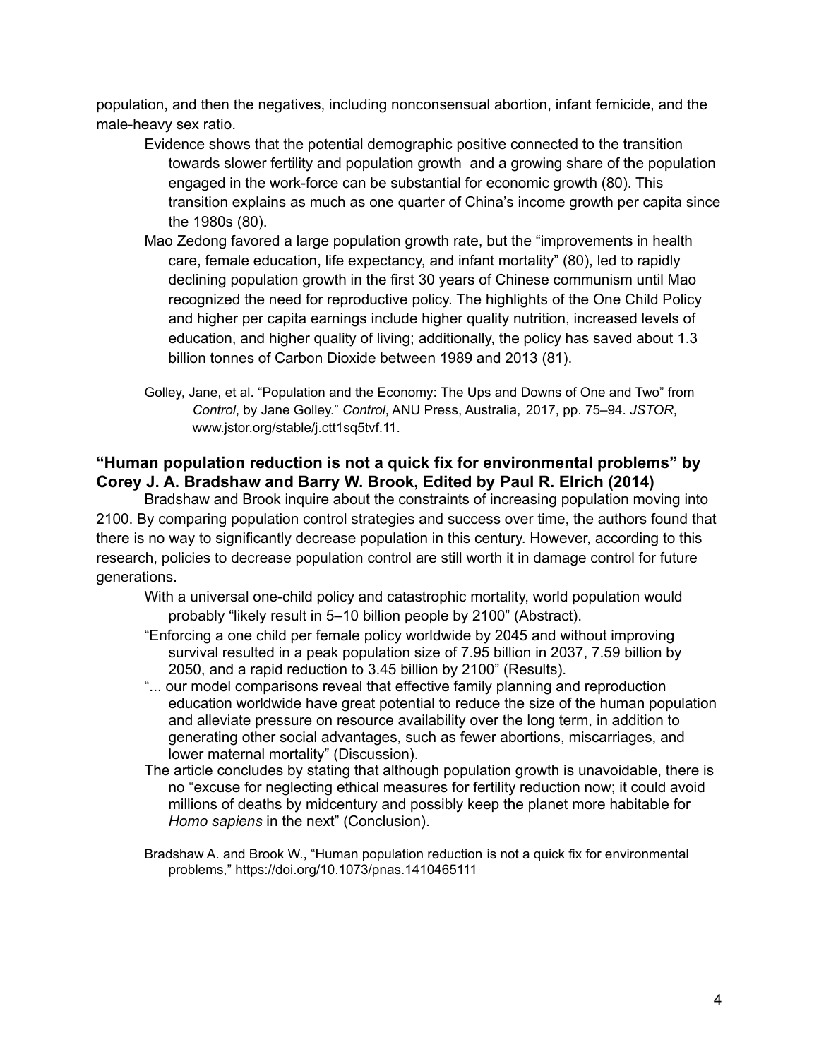population, and then the negatives, including nonconsensual abortion, infant femicide, and the male-heavy sex ratio.

- Evidence shows that the potential demographic positive connected to the transition towards slower fertility and population growth and a growing share of the population engaged in the work-force can be substantial for economic growth (80). This transition explains as much as one quarter of China's income growth per capita since the 1980s (80).
- Mao Zedong favored a large population growth rate, but the "improvements in health care, female education, life expectancy, and infant mortality" (80), led to rapidly declining population growth in the first 30 years of Chinese communism until Mao recognized the need for reproductive policy. The highlights of the One Child Policy and higher per capita earnings include higher quality nutrition, increased levels of education, and higher quality of living; additionally, the policy has saved about 1.3 billion tonnes of Carbon Dioxide between 1989 and 2013 (81).

Golley, Jane, et al. "Population and the Economy: The Ups and Downs of One and Two" from *Control*, by Jane Golley." *Control*, ANU Press, Australia, 2017, pp. 75–94. *JSTOR*, www.jstor.org/stable/j.ctt1sq5tvf.11.

### "Human population reduction is not a quick fix for environmental problems" by Corey J. A. Bradshaw and Barry W. Brook, Edited by Paul R. Elrich (2014)

Bradshaw and Brook inquire about the constraints of increasing population moving into 2100. By comparing population control strategies and success over time, the authors found that there is no way to significantly decrease population in this century. However, according to this research, policies to decrease population control are still worth it in damage control for future generations.

- With a universal one-child policy and catastrophic mortality, world population would probably "likely result in 5–10 billion people by 2100" (Abstract).
- "Enforcing a one child per female policy worldwide by 2045 and without improving survival resulted in a peak population size of 7.95 billion in 2037, 7.59 billion by 2050, and a rapid reduction to 3.45 billion by 2100" (Results).
- "... our model comparisons reveal that effective family planning and reproduction education worldwide have great potential to reduce the size of the human population and alleviate pressure on resource availability over the long term, in addition to generating other social advantages, such as fewer abortions, miscarriages, and lower maternal mortality" (Discussion).
- The article concludes by stating that although population growth is unavoidable, there is no "excuse for neglecting ethical measures for fertility reduction now; it could avoid millions of deaths by midcentury and possibly keep the planet more habitable for *Homo sapiens* in the next" (Conclusion).

Bradshaw A. and Brook W., "Human population reduction is not a quick fix for environmental problems," https://doi.org/10.1073/pnas.1410465111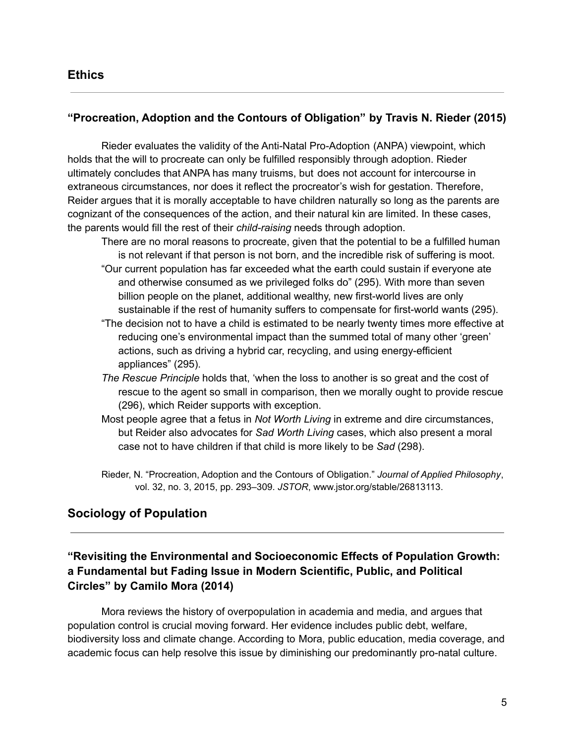## Ethics

### "Procreation, Adoption and the Contours of Obligation" by Travis N. Rieder (2015)

Rieder evaluates the validity of the Anti-Natal Pro-Adoption (ANPA) viewpoint, which holds that the will to procreate can only be fulfilled responsibly through adoption. Rieder ultimately concludes that ANPA has many truisms, but does not account for intercourse in extraneous circumstances, nor does it reflect the procreator's wish for gestation. Therefore, Reider argues that it is morally acceptable to have children naturally so long as the parents are cognizant of the consequences of the action, and their natural kin are limited. In these cases, the parents would fill the rest of their *child-raising* needs through adoption.

- There are no moral reasons to procreate, given that the potential to be a fulfilled human is not relevant if that person is not born, and the incredible risk of suffering is moot.
- "Our current population has far exceeded what the earth could sustain if everyone ate and otherwise consumed as we privileged folks do" (295). With more than seven billion people on the planet, additional wealthy, new first-world lives are only sustainable if the rest of humanity suffers to compensate for first-world wants (295).
- "The decision not to have a child is estimated to be nearly twenty times more effective at reducing one's environmental impact than the summed total of many other 'green' actions, such as driving a hybrid car, recycling, and using energy-efficient appliances" (295).
- *The Rescue Principle* holds that, 'when the loss to another is so great and the cost of rescue to the agent so small in comparison, then we morally ought to provide rescue (296), which Reider supports with exception.
- Most people agree that a fetus in *Not Worth Living* in extreme and dire circumstances, but Reider also advocates for *Sad Worth Living* cases, which also present a moral case not to have children if that child is more likely to be *Sad* (298).

Rieder, N. "Procreation, Adoption and the Contours of Obligation." *Journal of Applied Philosophy*, vol. 32, no. 3, 2015, pp. 293–309. *JSTOR*, www.jstor.org/stable/26813113.

## Sociology of Population

### "Revisiting the Environmental and Socioeconomic Effects of Population Growth: a Fundamental but Fading Issue in Modern Scientific, Public, and Political Circles" by Camilo Mora (2014)

Mora reviews the history of overpopulation in academia and media, and argues that population control is crucial moving forward. Her evidence includes public debt, welfare, biodiversity loss and climate change. According to Mora, public education, media coverage, and academic focus can help resolve this issue by diminishing our predominantly pro-natal culture.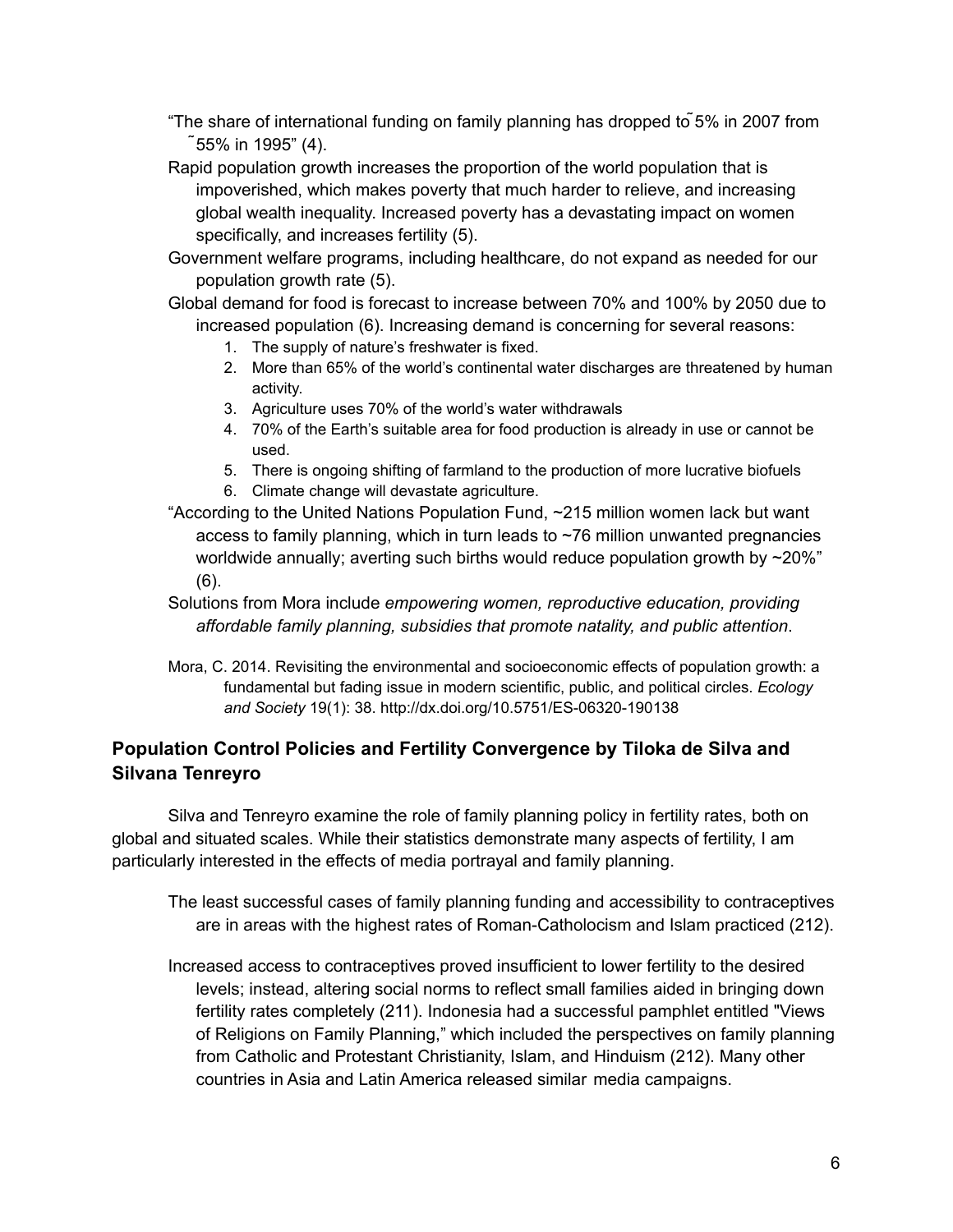"The share of international funding on family planning has dropped to ˜5% in 2007 from ˜55% in 1995" (4).

Rapid population growth increases the proportion of the world population that is impoverished, which makes poverty that much harder to relieve, and increasing global wealth inequality. Increased poverty has a devastating impact on women specifically, and increases fertility (5).

Government welfare programs, including healthcare, do not expand as needed for our population growth rate (5).

Global demand for food is forecast to increase between 70% and 100% by 2050 due to increased population (6). Increasing demand is concerning for several reasons:

1. The supply of nature's freshwater is fixed.
2. More than 65% of the world's continental water discharges are threatened by human activity.
3. Agriculture uses 70% of the world's water withdrawals
4. 70% of the Earth's suitable area for food production is already in use or cannot be used.
5. There is ongoing shifting of farmland to the production of more lucrative biofuels
6. Climate change will devastate agriculture.

"According to the United Nations Population Fund, ~215 million women lack but want access to family planning, which in turn leads to ~76 million unwanted pregnancies worldwide annually; averting such births would reduce population growth by ~20%" (6).

Solutions from Mora include *empowering women, reproductive education, providing affordable family planning, subsidies that promote natality, and public attention*.

Mora, C. 2014. Revisiting the environmental and socioeconomic effects of population growth: a fundamental but fading issue in modern scientific, public, and political circles. *Ecology and Society* 19(1): 38. http://dx.doi.org/10.5751/ES-06320-190138

## Population Control Policies and Fertility Convergence by Tiloka de Silva and Silvana Tenreyro

Silva and Tenreyro examine the role of family planning policy in fertility rates, both on global and situated scales. While their statistics demonstrate many aspects of fertility, I am particularly interested in the effects of media portrayal and family planning.

The least successful cases of family planning funding and accessibility to contraceptives are in areas with the highest rates of Roman-Catholocism and Islam practiced (212).

Increased access to contraceptives proved insufficient to lower fertility to the desired levels; instead, altering social norms to reflect small families aided in bringing down fertility rates completely (211). Indonesia had a successful pamphlet entitled "Views of Religions on Family Planning," which included the perspectives on family planning from Catholic and Protestant Christianity, Islam, and Hinduism (212). Many other countries in Asia and Latin America released similar media campaigns.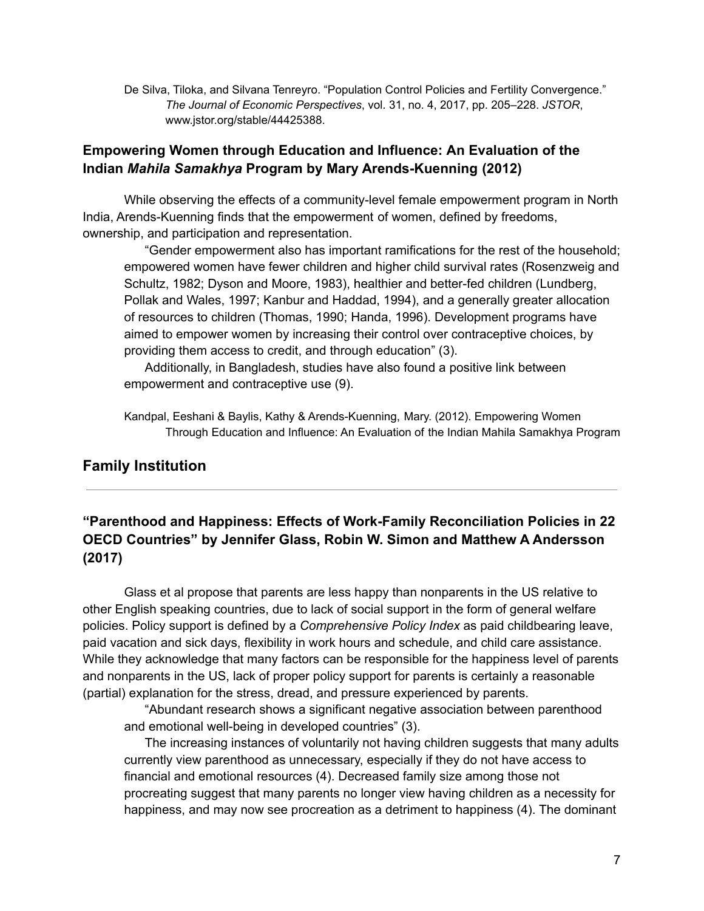De Silva, Tiloka, and Silvana Tenreyro. "Population Control Policies and Fertility Convergence." *The Journal of Economic Perspectives*, vol. 31, no. 4, 2017, pp. 205–228. *JSTOR*, www.jstor.org/stable/44425388.

### Empowering Women through Education and Influence: An Evaluation of the Indian *Mahila Samakhya* Program by Mary Arends-Kuenning (2012)

While observing the effects of a community-level female empowerment program in North India, Arends-Kuenning finds that the empowerment of women, defined by freedoms, ownership, and participation and representation.

> "Gender empowerment also has important ramifications for the rest of the household; empowered women have fewer children and higher child survival rates (Rosenzweig and Schultz, 1982; Dyson and Moore, 1983), healthier and better-fed children (Lundberg, Pollak and Wales, 1997; Kanbur and Haddad, 1994), and a generally greater allocation of resources to children (Thomas, 1990; Handa, 1996). Development programs have aimed to empower women by increasing their control over contraceptive choices, by providing them access to credit, and through education" (3).
>
> Additionally, in Bangladesh, studies have also found a positive link between empowerment and contraceptive use (9).

Kandpal, Eeshani & Baylis, Kathy & Arends-Kuenning, Mary. (2012). Empowering Women Through Education and Influence: An Evaluation of the Indian Mahila Samakhya Program

## Family Institution

---

### "Parenthood and Happiness: Effects of Work-Family Reconciliation Policies in 22 OECD Countries" by Jennifer Glass, Robin W. Simon and Matthew A Andersson (2017)

Glass et al propose that parents are less happy than nonparents in the US relative to other English speaking countries, due to lack of social support in the form of general welfare policies. Policy support is defined by a *Comprehensive Policy Index* as paid childbearing leave, paid vacation and sick days, flexibility in work hours and schedule, and child care assistance. While they acknowledge that many factors can be responsible for the happiness level of parents and nonparents in the US, lack of proper policy support for parents is certainly a reasonable (partial) explanation for the stress, dread, and pressure experienced by parents.

> "Abundant research shows a significant negative association between parenthood and emotional well-being in developed countries" (3).
>
> The increasing instances of voluntarily not having children suggests that many adults currently view parenthood as unnecessary, especially if they do not have access to financial and emotional resources (4). Decreased family size among those not procreating suggest that many parents no longer view having children as a necessity for happiness, and may now see procreation as a detriment to happiness (4). The dominant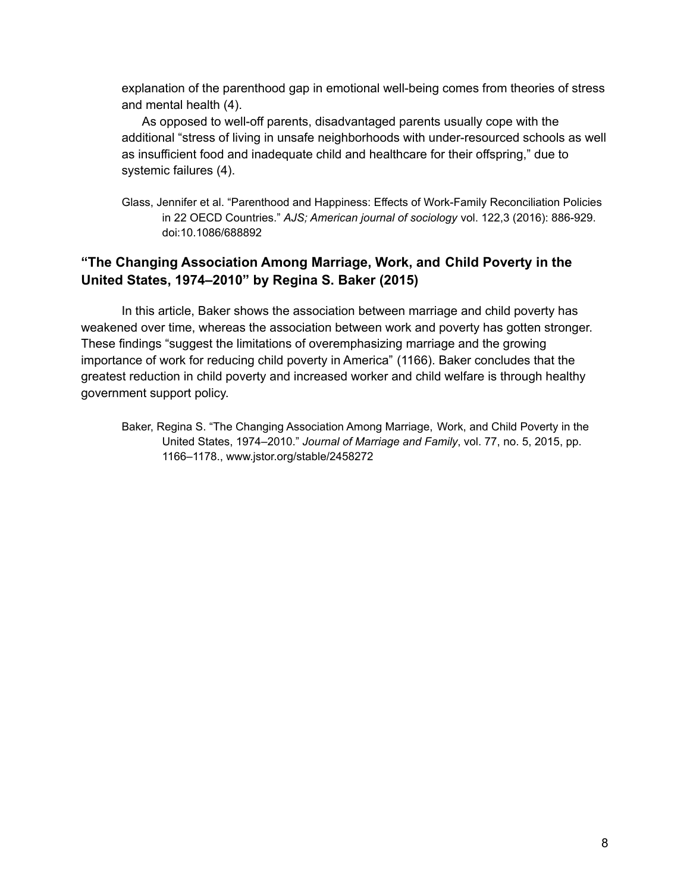explanation of the parenthood gap in emotional well-being comes from theories of stress and mental health (4).

As opposed to well-off parents, disadvantaged parents usually cope with the additional "stress of living in unsafe neighborhoods with under-resourced schools as well as insufficient food and inadequate child and healthcare for their offspring," due to systemic failures (4).

Glass, Jennifer et al. "Parenthood and Happiness: Effects of Work-Family Reconciliation Policies in 22 OECD Countries." *AJS; American journal of sociology* vol. 122,3 (2016): 886-929. doi:10.1086/688892

### **"The Changing Association Among Marriage, Work, and Child Poverty in the United States, 1974–2010" by Regina S. Baker (2015)**

In this article, Baker shows the association between marriage and child poverty has weakened over time, whereas the association between work and poverty has gotten stronger. These findings "suggest the limitations of overemphasizing marriage and the growing importance of work for reducing child poverty in America" (1166). Baker concludes that the greatest reduction in child poverty and increased worker and child welfare is through healthy government support policy.

Baker, Regina S. "The Changing Association Among Marriage, Work, and Child Poverty in the United States, 1974–2010." *Journal of Marriage and Family*, vol. 77, no. 5, 2015, pp. 1166–1178., www.jstor.org/stable/2458272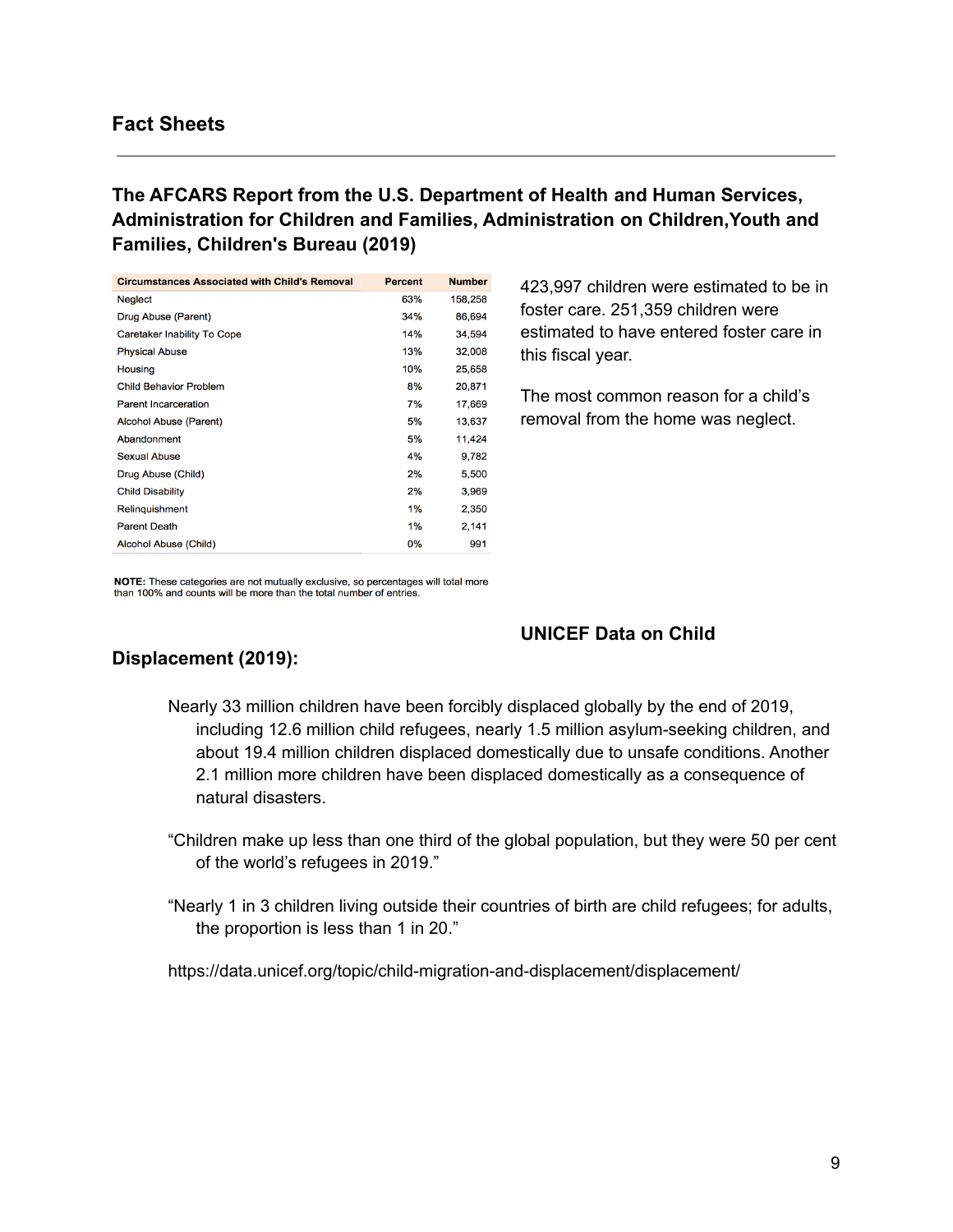## Fact Sheets

---

### The AFCARS Report from the U.S. Department of Health and Human Services, Administration for Children and Families, Administration on Children,Youth and Families, Children's Bureau (2019)

| Circumstances Associated with Child's Removal | Percent | Number |
|---|---|---|
| Neglect | 63% | 158,258 |
| Drug Abuse (Parent) | 34% | 86,694 |
| Caretaker Inability To Cope | 14% | 34,594 |
| Physical Abuse | 13% | 32,008 |
| Housing | 10% | 25,658 |
| Child Behavior Problem | 8% | 20,871 |
| Parent Incarceration | 7% | 17,669 |
| Alcohol Abuse (Parent) | 5% | 13,637 |
| Abandonment | 5% | 11,424 |
| Sexual Abuse | 4% | 9,782 |
| Drug Abuse (Child) | 2% | 5,500 |
| Child Disability | 2% | 3,969 |
| Relinquishment | 1% | 2,350 |
| Parent Death | 1% | 2,141 |
| Alcohol Abuse (Child) | 0% | 991 |

**NOTE:** These categories are not mutually exclusive, so percentages will total more than 100% and counts will be more than the total number of entries.

423,997 children were estimated to be in foster care. 251,359 children were estimated to have entered foster care in this fiscal year.

The most common reason for a child's removal from the home was neglect.

### UNICEF Data on Child Displacement (2019):

Nearly 33 million children have been forcibly displaced globally by the end of 2019, including 12.6 million child refugees, nearly 1.5 million asylum-seeking children, and about 19.4 million children displaced domestically due to unsafe conditions. Another 2.1 million more children have been displaced domestically as a consequence of natural disasters.

"Children make up less than one third of the global population, but they were 50 per cent of the world's refugees in 2019."

"Nearly 1 in 3 children living outside their countries of birth are child refugees; for adults, the proportion is less than 1 in 20."

https://data.unicef.org/topic/child-migration-and-displacement/displacement/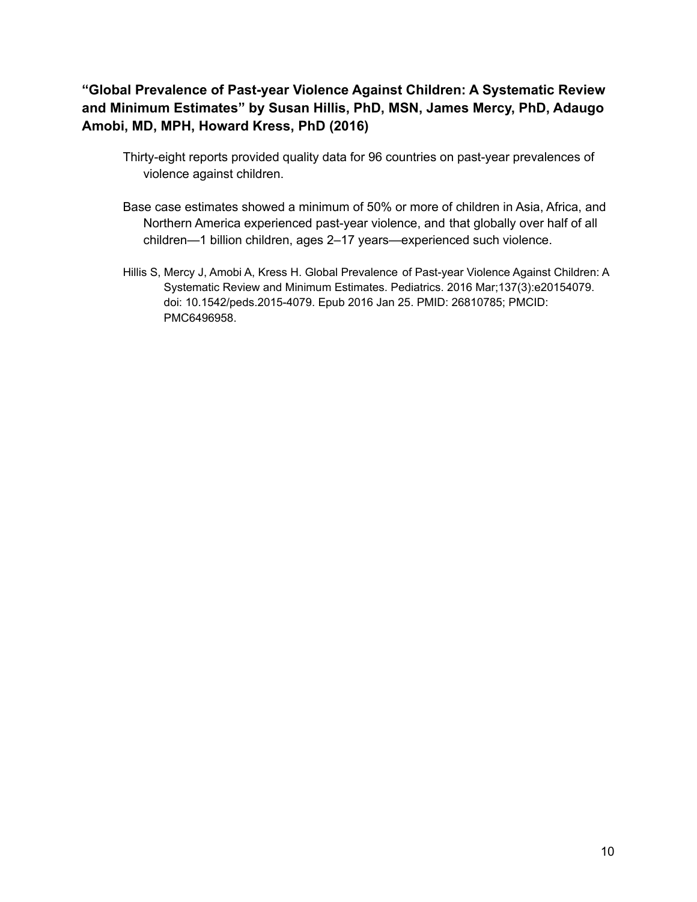**“Global Prevalence of Past-year Violence Against Children: A Systematic Review and Minimum Estimates” by Susan Hillis, PhD, MSN, James Mercy, PhD, Adaugo Amobi, MD, MPH, Howard Kress, PhD (2016)**

Thirty-eight reports provided quality data for 96 countries on past-year prevalences of violence against children.

Base case estimates showed a minimum of 50% or more of children in Asia, Africa, and Northern America experienced past-year violence, and that globally over half of all children—1 billion children, ages 2–17 years—experienced such violence.

Hillis S, Mercy J, Amobi A, Kress H. Global Prevalence of Past-year Violence Against Children: A Systematic Review and Minimum Estimates. Pediatrics. 2016 Mar;137(3):e20154079. doi: 10.1542/peds.2015-4079. Epub 2016 Jan 25. PMID: 26810785; PMCID: PMC6496958.